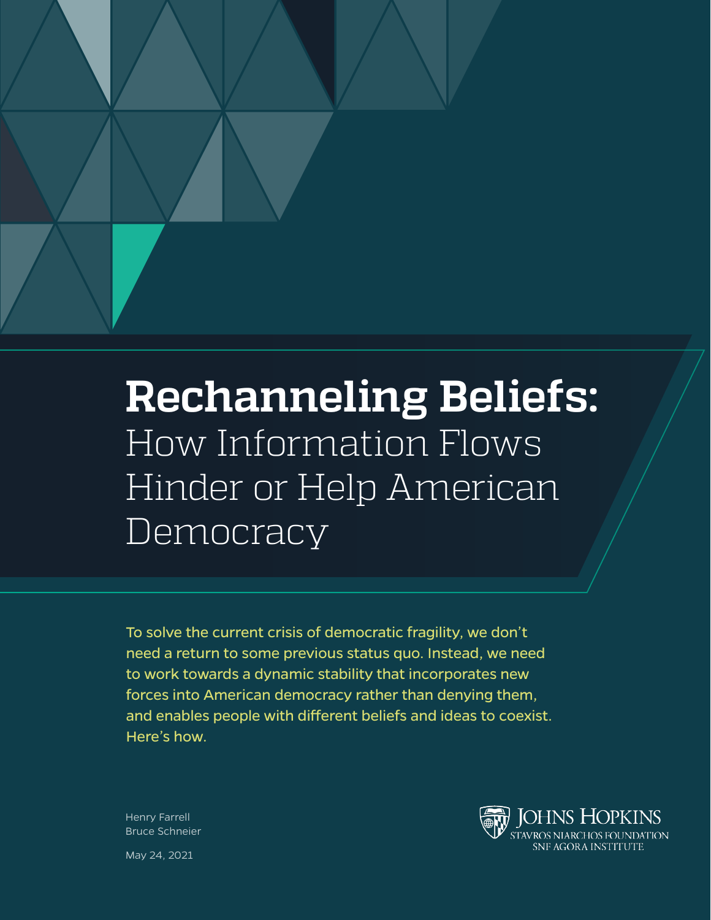# Rechanneling Beliefs: How Information Flows Hinder or Help American Democracy

To solve the current crisis of democratic fragility, we don't need a return to some previous status quo. Instead, we need to work towards a dynamic stability that incorporates new forces into American democracy rather than denying them, and enables people with different beliefs and ideas to coexist. Here's how.

Henry Farrell
Bruce Schneier

May 24, 2021

Johns Hopkins
Stavros Niarchos Foundation
SNF Agora Institute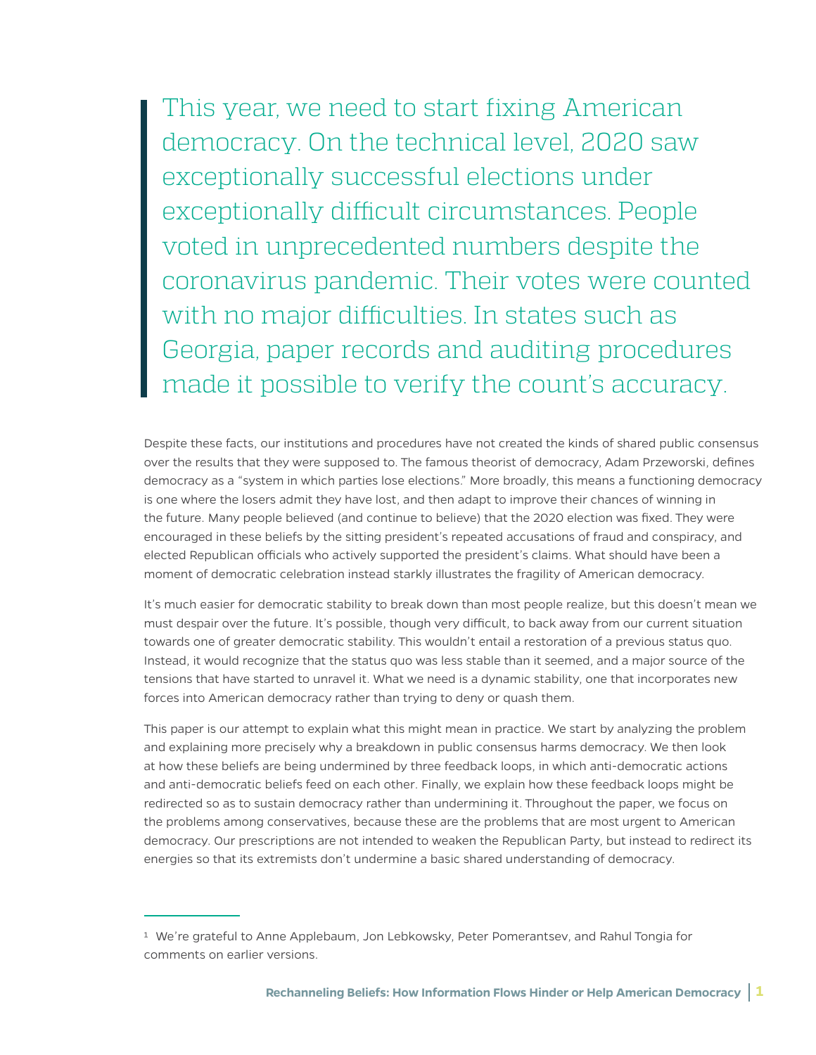> This year, we need to start fixing American democracy. On the technical level, 2020 saw exceptionally successful elections under exceptionally difficult circumstances. People voted in unprecedented numbers despite the coronavirus pandemic. Their votes were counted with no major difficulties. In states such as Georgia, paper records and auditing procedures made it possible to verify the count's accuracy.

Despite these facts, our institutions and procedures have not created the kinds of shared public consensus over the results that they were supposed to. The famous theorist of democracy, Adam Przeworski, defines democracy as a "system in which parties lose elections." More broadly, this means a functioning democracy is one where the losers admit they have lost, and then adapt to improve their chances of winning in the future. Many people believed (and continue to believe) that the 2020 election was fixed. They were encouraged in these beliefs by the sitting president's repeated accusations of fraud and conspiracy, and elected Republican officials who actively supported the president's claims. What should have been a moment of democratic celebration instead starkly illustrates the fragility of American democracy.

It's much easier for democratic stability to break down than most people realize, but this doesn't mean we must despair over the future. It's possible, though very difficult, to back away from our current situation towards one of greater democratic stability. This wouldn't entail a restoration of a previous status quo. Instead, it would recognize that the status quo was less stable than it seemed, and a major source of the tensions that have started to unravel it. What we need is a dynamic stability, one that incorporates new forces into American democracy rather than trying to deny or quash them.

This paper is our attempt to explain what this might mean in practice. We start by analyzing the problem and explaining more precisely why a breakdown in public consensus harms democracy. We then look at how these beliefs are being undermined by three feedback loops, in which anti-democratic actions and anti-democratic beliefs feed on each other. Finally, we explain how these feedback loops might be redirected so as to sustain democracy rather than undermining it. Throughout the paper, we focus on the problems among conservatives, because these are the problems that are most urgent to American democracy. Our prescriptions are not intended to weaken the Republican Party, but instead to redirect its energies so that its extremists don't undermine a basic shared understanding of democracy.

---

[1] We're grateful to Anne Applebaum, Jon Lebkowsky, Peter Pomerantsev, and Rahul Tongia for comments on earlier versions.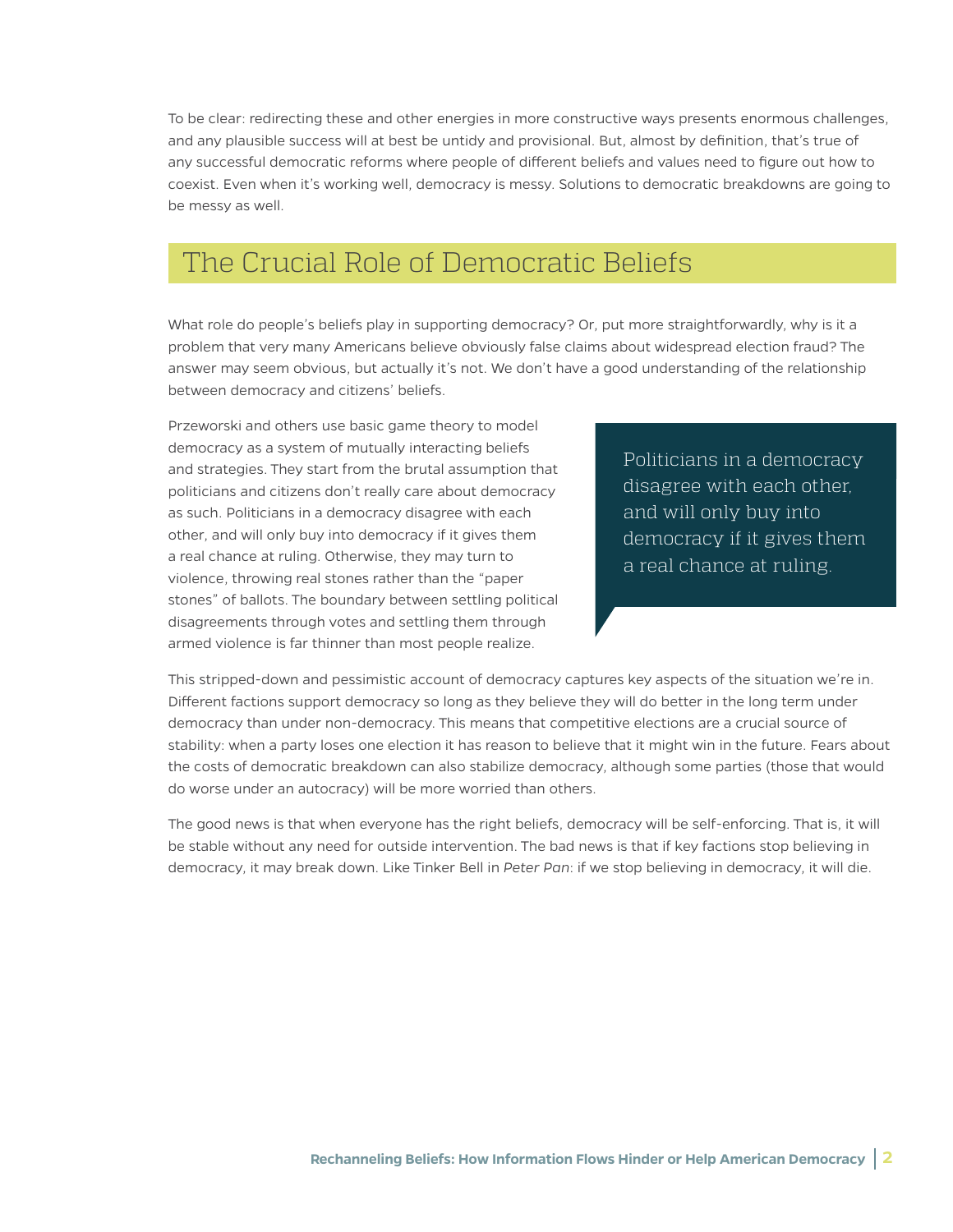To be clear: redirecting these and other energies in more constructive ways presents enormous challenges, and any plausible success will at best be untidy and provisional. But, almost by definition, that's true of any successful democratic reforms where people of different beliefs and values need to figure out how to coexist. Even when it's working well, democracy is messy. Solutions to democratic breakdowns are going to be messy as well.

## The Crucial Role of Democratic Beliefs

What role do people's beliefs play in supporting democracy? Or, put more straightforwardly, why is it a problem that very many Americans believe obviously false claims about widespread election fraud? The answer may seem obvious, but actually it's not. We don't have a good understanding of the relationship between democracy and citizens' beliefs.

Przeworski and others use basic game theory to model democracy as a system of mutually interacting beliefs and strategies. They start from the brutal assumption that politicians and citizens don't really care about democracy as such. Politicians in a democracy disagree with each other, and will only buy into democracy if it gives them a real chance at ruling. Otherwise, they may turn to violence, throwing real stones rather than the "paper stones" of ballots. The boundary between settling political disagreements through votes and settling them through armed violence is far thinner than most people realize.

> Politicians in a democracy disagree with each other, and will only buy into democracy if it gives them a real chance at ruling.

This stripped-down and pessimistic account of democracy captures key aspects of the situation we're in. Different factions support democracy so long as they believe they will do better in the long term under democracy than under non-democracy. This means that competitive elections are a crucial source of stability: when a party loses one election it has reason to believe that it might win in the future. Fears about the costs of democratic breakdown can also stabilize democracy, although some parties (those that would do worse under an autocracy) will be more worried than others.

The good news is that when everyone has the right beliefs, democracy will be self-enforcing. That is, it will be stable without any need for outside intervention. The bad news is that if key factions stop believing in democracy, it may break down. Like Tinker Bell in *Peter Pan*: if we stop believing in democracy, it will die.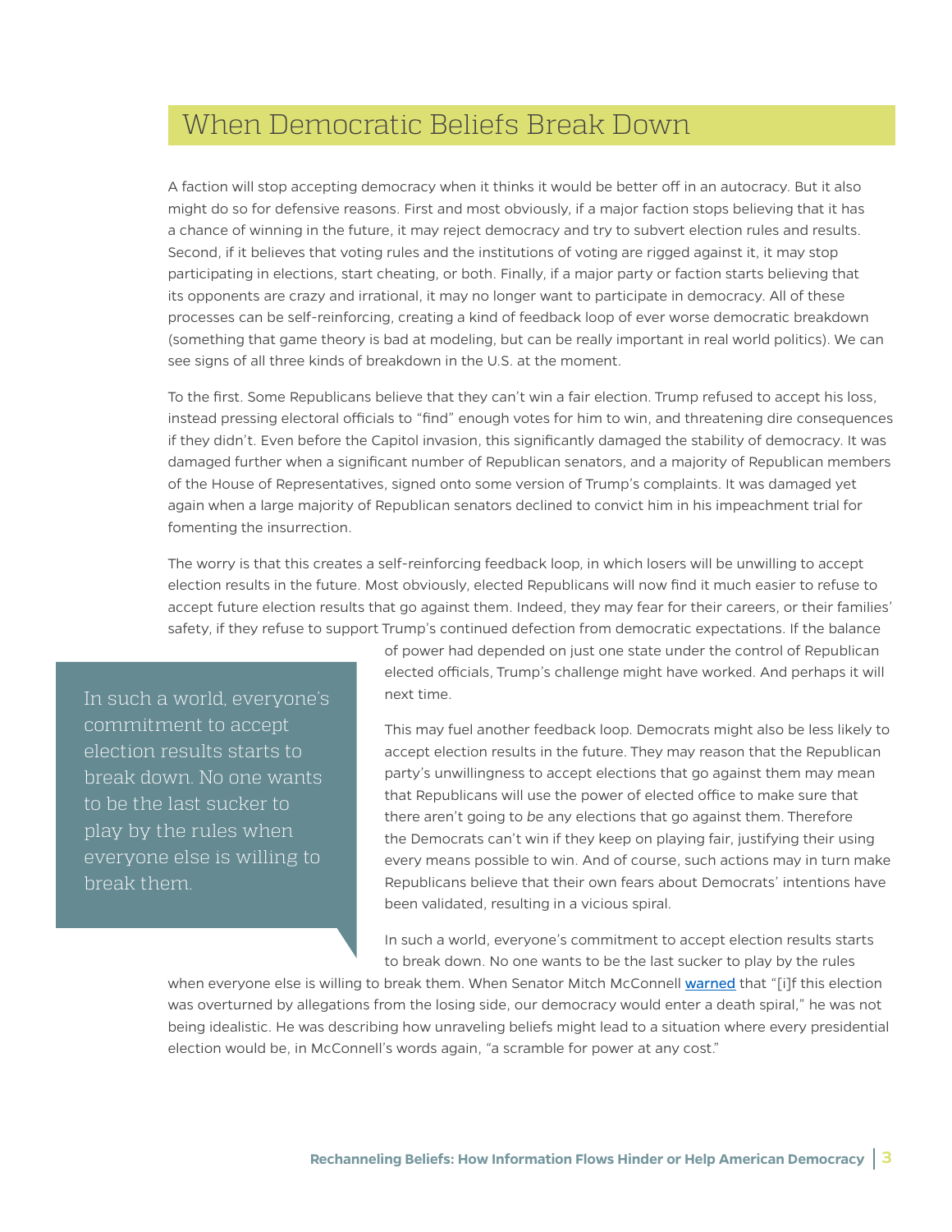## When Democratic Beliefs Break Down

A faction will stop accepting democracy when it thinks it would be better off in an autocracy. But it also might do so for defensive reasons. First and most obviously, if a major faction stops believing that it has a chance of winning in the future, it may reject democracy and try to subvert election rules and results. Second, if it believes that voting rules and the institutions of voting are rigged against it, it may stop participating in elections, start cheating, or both. Finally, if a major party or faction starts believing that its opponents are crazy and irrational, it may no longer want to participate in democracy. All of these processes can be self-reinforcing, creating a kind of feedback loop of ever worse democratic breakdown (something that game theory is bad at modeling, but can be really important in real world politics). We can see signs of all three kinds of breakdown in the U.S. at the moment.

To the first. Some Republicans believe that they can't win a fair election. Trump refused to accept his loss, instead pressing electoral officials to "find" enough votes for him to win, and threatening dire consequences if they didn't. Even before the Capitol invasion, this significantly damaged the stability of democracy. It was damaged further when a significant number of Republican senators, and a majority of Republican members of the House of Representatives, signed onto some version of Trump's complaints. It was damaged yet again when a large majority of Republican senators declined to convict him in his impeachment trial for fomenting the insurrection.

The worry is that this creates a self-reinforcing feedback loop, in which losers will be unwilling to accept election results in the future. Most obviously, elected Republicans will now find it much easier to refuse to accept future election results that go against them. Indeed, they may fear for their careers, or their families' safety, if they refuse to support Trump's continued defection from democratic expectations. If the balance of power had depended on just one state under the control of Republican elected officials, Trump's challenge might have worked. And perhaps it will next time.

> In such a world, everyone's commitment to accept election results starts to break down. No one wants to be the last sucker to play by the rules when everyone else is willing to break them.

This may fuel another feedback loop. Democrats might also be less likely to accept election results in the future. They may reason that the Republican party's unwillingness to accept elections that go against them may mean that Republicans will use the power of elected office to make sure that there aren't going to *be* any elections that go against them. Therefore the Democrats can't win if they keep on playing fair, justifying their using every means possible to win. And of course, such actions may in turn make Republicans believe that their own fears about Democrats' intentions have been validated, resulting in a vicious spiral.

In such a world, everyone's commitment to accept election results starts to break down. No one wants to be the last sucker to play by the rules when everyone else is willing to break them. When Senator Mitch McConnell warned that "[i]f this election was overturned by allegations from the losing side, our democracy would enter a death spiral," he was not being idealistic. He was describing how unraveling beliefs might lead to a situation where every presidential election would be, in McConnell's words again, "a scramble for power at any cost."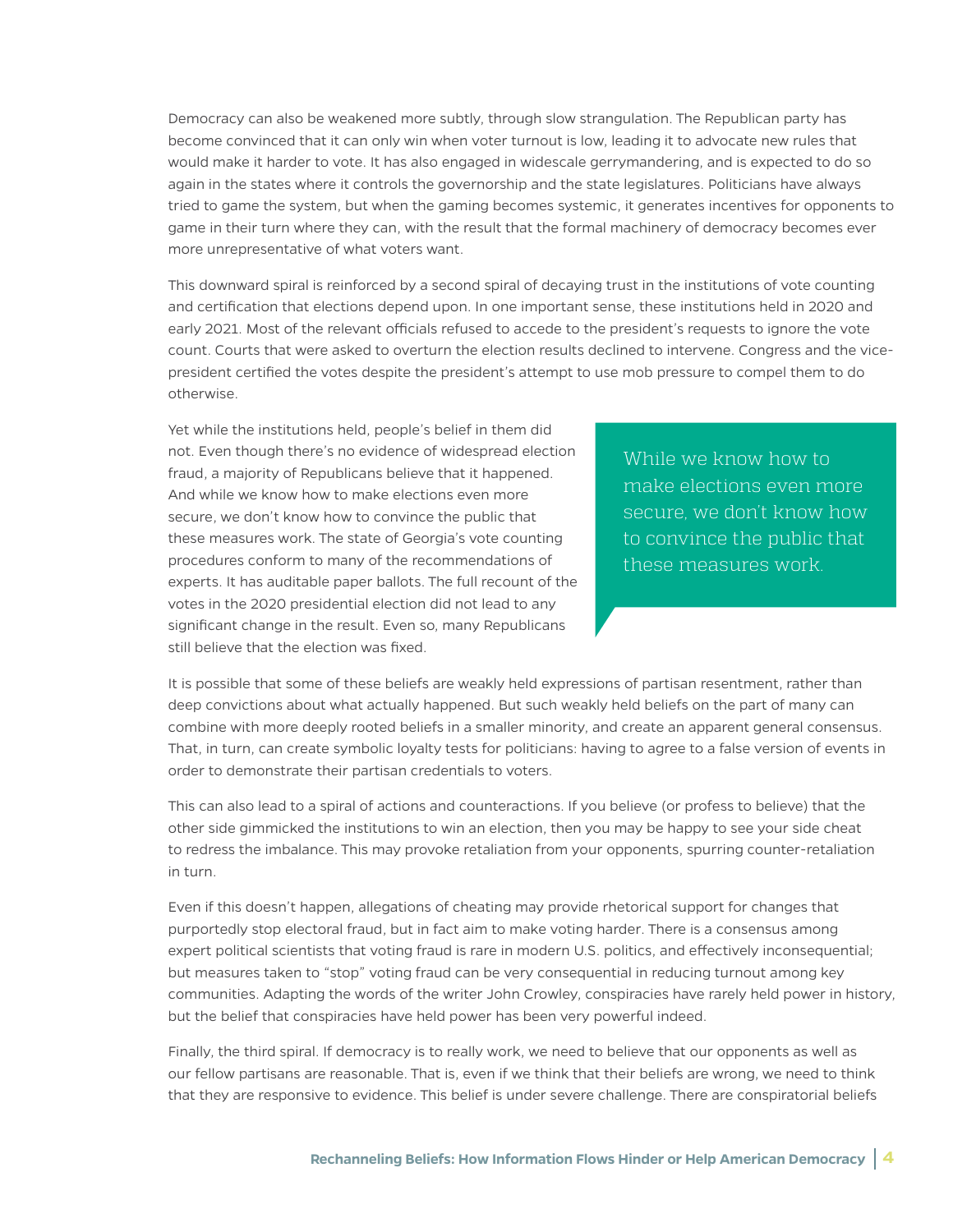Democracy can also be weakened more subtly, through slow strangulation. The Republican party has become convinced that it can only win when voter turnout is low, leading it to advocate new rules that would make it harder to vote. It has also engaged in widescale gerrymandering, and is expected to do so again in the states where it controls the governorship and the state legislatures. Politicians have always tried to game the system, but when the gaming becomes systemic, it generates incentives for opponents to game in their turn where they can, with the result that the formal machinery of democracy becomes ever more unrepresentative of what voters want.

This downward spiral is reinforced by a second spiral of decaying trust in the institutions of vote counting and certification that elections depend upon. In one important sense, these institutions held in 2020 and early 2021. Most of the relevant officials refused to accede to the president's requests to ignore the vote count. Courts that were asked to overturn the election results declined to intervene. Congress and the vice-president certified the votes despite the president's attempt to use mob pressure to compel them to do otherwise.

Yet while the institutions held, people's belief in them did not. Even though there's no evidence of widespread election fraud, a majority of Republicans believe that it happened. And while we know how to make elections even more secure, we don't know how to convince the public that these measures work. The state of Georgia's vote counting procedures conform to many of the recommendations of experts. It has auditable paper ballots. The full recount of the votes in the 2020 presidential election did not lead to any significant change in the result. Even so, many Republicans still believe that the election was fixed.

> While we know how to make elections even more secure, we don't know how to convince the public that these measures work.

It is possible that some of these beliefs are weakly held expressions of partisan resentment, rather than deep convictions about what actually happened. But such weakly held beliefs on the part of many can combine with more deeply rooted beliefs in a smaller minority, and create an apparent general consensus. That, in turn, can create symbolic loyalty tests for politicians: having to agree to a false version of events in order to demonstrate their partisan credentials to voters.

This can also lead to a spiral of actions and counteractions. If you believe (or profess to believe) that the other side gimmicked the institutions to win an election, then you may be happy to see your side cheat to redress the imbalance. This may provoke retaliation from your opponents, spurring counter-retaliation in turn.

Even if this doesn't happen, allegations of cheating may provide rhetorical support for changes that purportedly stop electoral fraud, but in fact aim to make voting harder. There is a consensus among expert political scientists that voting fraud is rare in modern U.S. politics, and effectively inconsequential; but measures taken to "stop" voting fraud can be very consequential in reducing turnout among key communities. Adapting the words of the writer John Crowley, conspiracies have rarely held power in history, but the belief that conspiracies have held power has been very powerful indeed.

Finally, the third spiral. If democracy is to really work, we need to believe that our opponents as well as our fellow partisans are reasonable. That is, even if we think that their beliefs are wrong, we need to think that they are responsive to evidence. This belief is under severe challenge. There are conspiratorial beliefs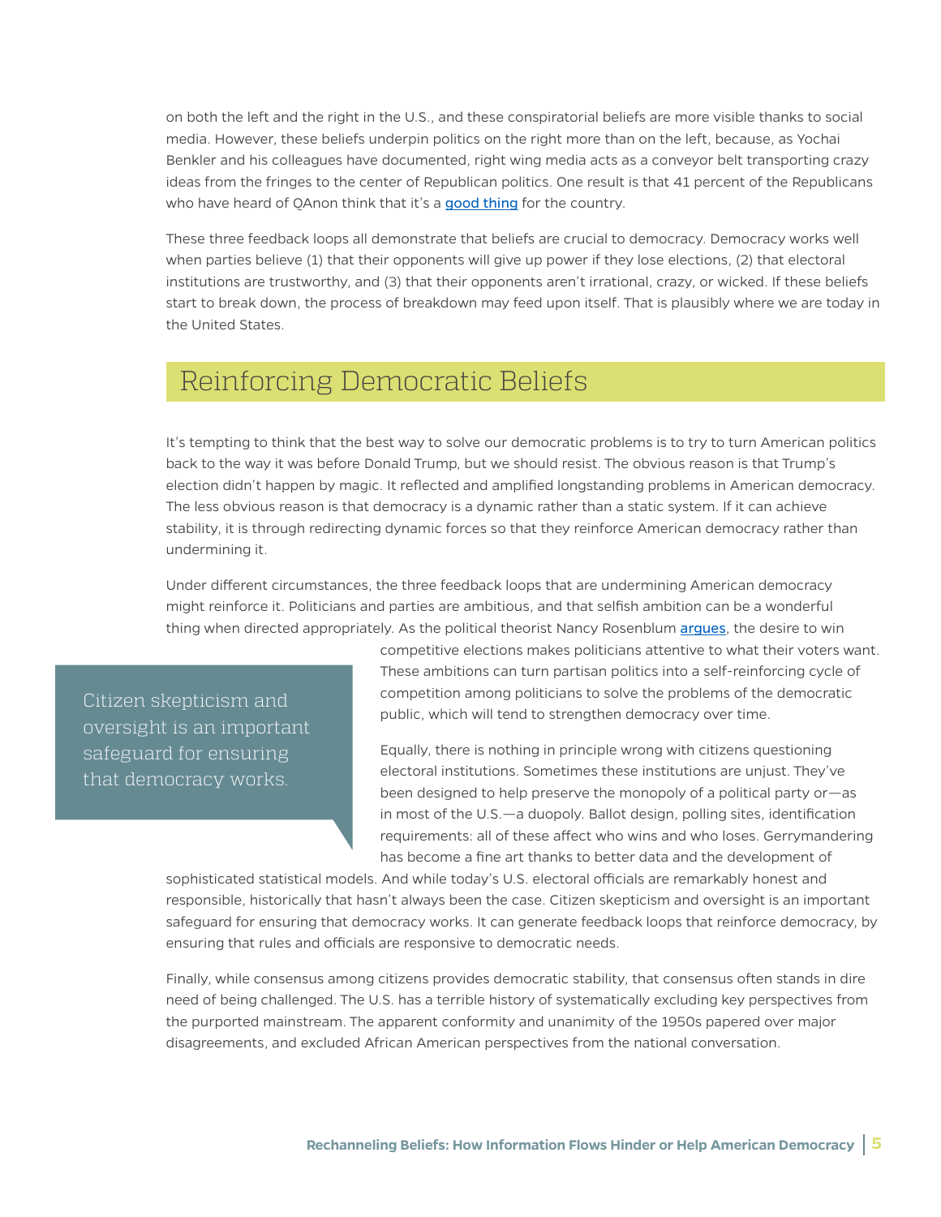on both the left and the right in the U.S., and these conspiratorial beliefs are more visible thanks to social media. However, these beliefs underpin politics on the right more than on the left, because, as Yochai Benkler and his colleagues have documented, right wing media acts as a conveyor belt transporting crazy ideas from the fringes to the center of Republican politics. One result is that 41 percent of the Republicans who have heard of QAnon think that it's a good thing for the country.

These three feedback loops all demonstrate that beliefs are crucial to democracy. Democracy works well when parties believe (1) that their opponents will give up power if they lose elections, (2) that electoral institutions are trustworthy, and (3) that their opponents aren't irrational, crazy, or wicked. If these beliefs start to break down, the process of breakdown may feed upon itself. That is plausibly where we are today in the United States.

## Reinforcing Democratic Beliefs

It's tempting to think that the best way to solve our democratic problems is to try to turn American politics back to the way it was before Donald Trump, but we should resist. The obvious reason is that Trump's election didn't happen by magic. It reflected and amplified longstanding problems in American democracy. The less obvious reason is that democracy is a dynamic rather than a static system. If it can achieve stability, it is through redirecting dynamic forces so that they reinforce American democracy rather than undermining it.

Under different circumstances, the three feedback loops that are undermining American democracy might reinforce it. Politicians and parties are ambitious, and that selfish ambition can be a wonderful thing when directed appropriately. As the political theorist Nancy Rosenblum argues, the desire to win competitive elections makes politicians attentive to what their voters want. These ambitions can turn partisan politics into a self-reinforcing cycle of competition among politicians to solve the problems of the democratic public, which will tend to strengthen democracy over time.

> Citizen skepticism and oversight is an important safeguard for ensuring that democracy works.

Equally, there is nothing in principle wrong with citizens questioning electoral institutions. Sometimes these institutions are unjust. They've been designed to help preserve the monopoly of a political party or—as in most of the U.S.—a duopoly. Ballot design, polling sites, identification requirements: all of these affect who wins and who loses. Gerrymandering has become a fine art thanks to better data and the development of sophisticated statistical models. And while today's U.S. electoral officials are remarkably honest and responsible, historically that hasn't always been the case. Citizen skepticism and oversight is an important safeguard for ensuring that democracy works. It can generate feedback loops that reinforce democracy, by ensuring that rules and officials are responsive to democratic needs.

Finally, while consensus among citizens provides democratic stability, that consensus often stands in dire need of being challenged. The U.S. has a terrible history of systematically excluding key perspectives from the purported mainstream. The apparent conformity and unanimity of the 1950s papered over major disagreements, and excluded African American perspectives from the national conversation.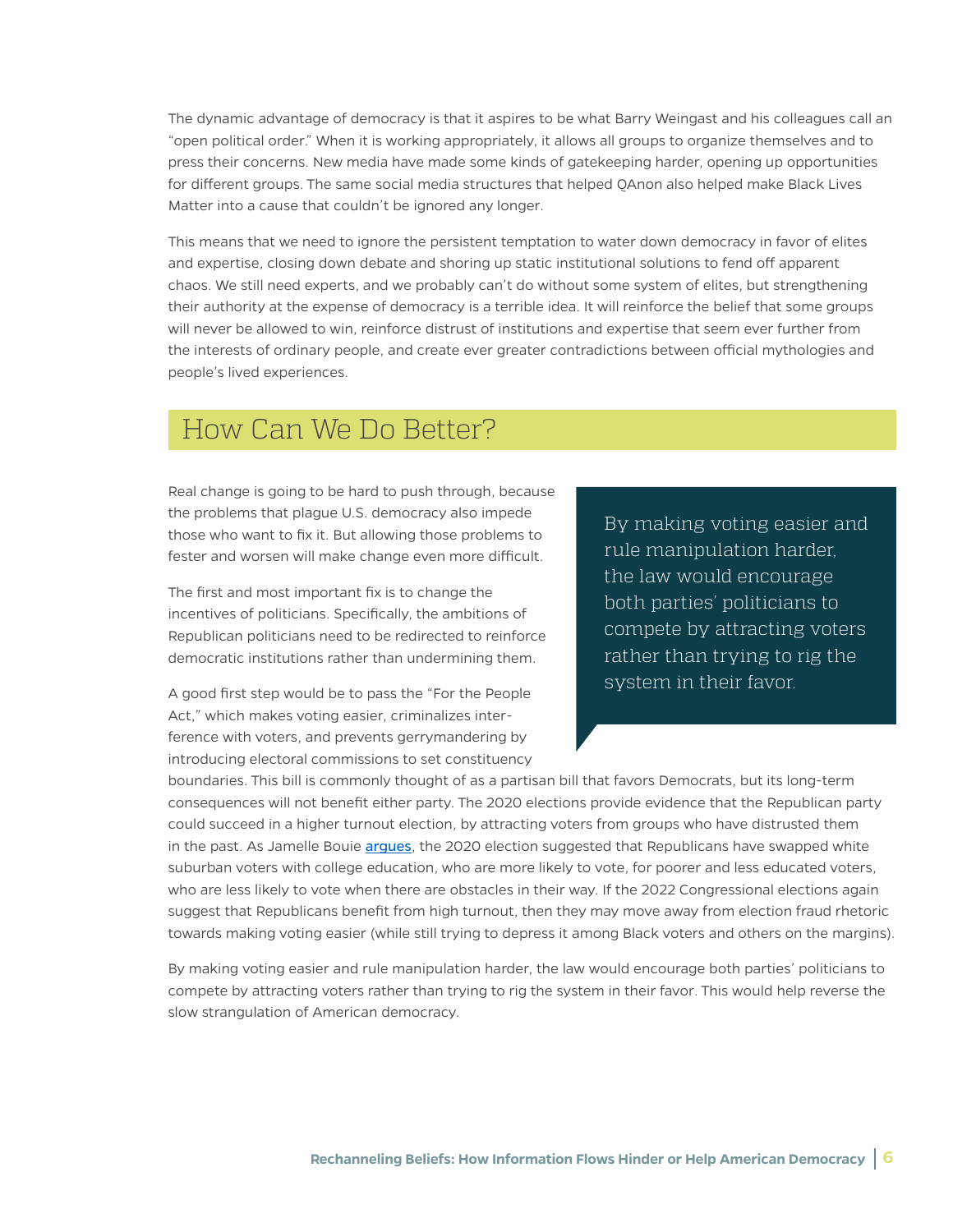The dynamic advantage of democracy is that it aspires to be what Barry Weingast and his colleagues call an "open political order." When it is working appropriately, it allows all groups to organize themselves and to press their concerns. New media have made some kinds of gatekeeping harder, opening up opportunities for different groups. The same social media structures that helped QAnon also helped make Black Lives Matter into a cause that couldn't be ignored any longer.

This means that we need to ignore the persistent temptation to water down democracy in favor of elites and expertise, closing down debate and shoring up static institutional solutions to fend off apparent chaos. We still need experts, and we probably can't do without some system of elites, but strengthening their authority at the expense of democracy is a terrible idea. It will reinforce the belief that some groups will never be allowed to win, reinforce distrust of institutions and expertise that seem ever further from the interests of ordinary people, and create ever greater contradictions between official mythologies and people's lived experiences.

## How Can We Do Better?

Real change is going to be hard to push through, because the problems that plague U.S. democracy also impede those who want to fix it. But allowing those problems to fester and worsen will make change even more difficult.

The first and most important fix is to change the incentives of politicians. Specifically, the ambitions of Republican politicians need to be redirected to reinforce democratic institutions rather than undermining them.

> By making voting easier and rule manipulation harder, the law would encourage both parties' politicians to compete by attracting voters rather than trying to rig the system in their favor.

A good first step would be to pass the "For the People Act," which makes voting easier, criminalizes interference with voters, and prevents gerrymandering by introducing electoral commissions to set constituency boundaries. This bill is commonly thought of as a partisan bill that favors Democrats, but its long-term consequences will not benefit either party. The 2020 elections provide evidence that the Republican party could succeed in a higher turnout election, by attracting voters from groups who have distrusted them in the past. As Jamelle Bouie argues, the 2020 election suggested that Republicans have swapped white suburban voters with college education, who are more likely to vote, for poorer and less educated voters, who are less likely to vote when there are obstacles in their way. If the 2022 Congressional elections again suggest that Republicans benefit from high turnout, then they may move away from election fraud rhetoric towards making voting easier (while still trying to depress it among Black voters and others on the margins).

By making voting easier and rule manipulation harder, the law would encourage both parties' politicians to compete by attracting voters rather than trying to rig the system in their favor. This would help reverse the slow strangulation of American democracy.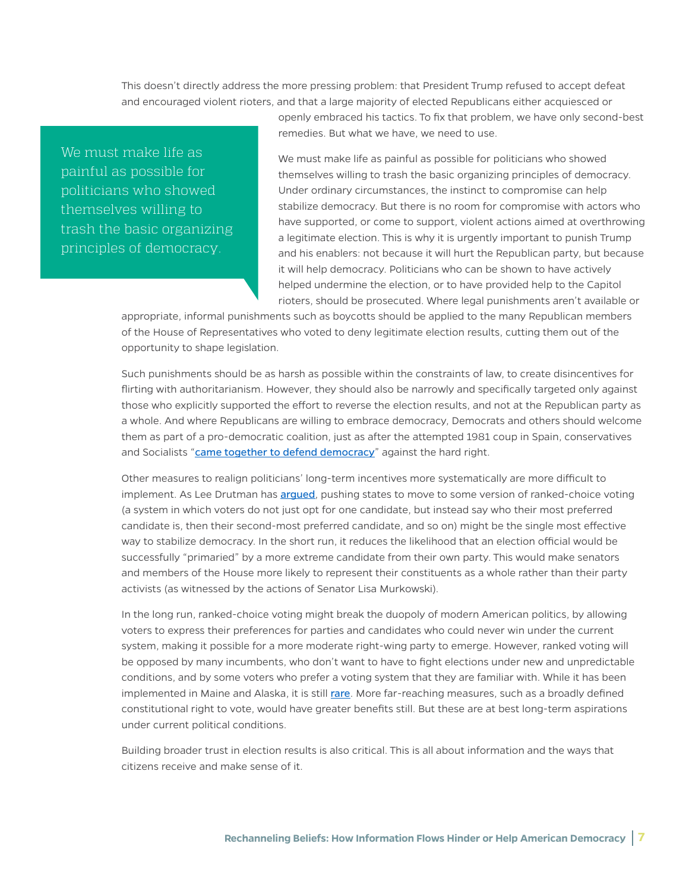This doesn't directly address the more pressing problem: that President Trump refused to accept defeat and encouraged violent rioters, and that a large majority of elected Republicans either acquiesced or openly embraced his tactics. To fix that problem, we have only second-best remedies. But what we have, we need to use.

> We must make life as painful as possible for politicians who showed themselves willing to trash the basic organizing principles of democracy.

We must make life as painful as possible for politicians who showed themselves willing to trash the basic organizing principles of democracy. Under ordinary circumstances, the instinct to compromise can help stabilize democracy. But there is no room for compromise with actors who have supported, or come to support, violent actions aimed at overthrowing a legitimate election. This is why it is urgently important to punish Trump and his enablers: not because it will hurt the Republican party, but because it will help democracy. Politicians who can be shown to have actively helped undermine the election, or to have provided help to the Capitol rioters, should be prosecuted. Where legal punishments aren't available or appropriate, informal punishments such as boycotts should be applied to the many Republican members of the House of Representatives who voted to deny legitimate election results, cutting them out of the opportunity to shape legislation.

Such punishments should be as harsh as possible within the constraints of law, to create disincentives for flirting with authoritarianism. However, they should also be narrowly and specifically targeted only against those who explicitly supported the effort to reverse the election results, and not at the Republican party as a whole. And where Republicans are willing to embrace democracy, Democrats and others should welcome them as part of a pro-democratic coalition, just as after the attempted 1981 coup in Spain, conservatives and Socialists "came together to defend democracy" against the hard right.

Other measures to realign politicians' long-term incentives more systematically are more difficult to implement. As Lee Drutman has argued, pushing states to move to some version of ranked-choice voting (a system in which voters do not just opt for one candidate, but instead say who their most preferred candidate is, then their second-most preferred candidate, and so on) might be the single most effective way to stabilize democracy. In the short run, it reduces the likelihood that an election official would be successfully "primaried" by a more extreme candidate from their own party. This would make senators and members of the House more likely to represent their constituents as a whole rather than their party activists (as witnessed by the actions of Senator Lisa Murkowski).

In the long run, ranked-choice voting might break the duopoly of modern American politics, by allowing voters to express their preferences for parties and candidates who could never win under the current system, making it possible for a more moderate right-wing party to emerge. However, ranked voting will be opposed by many incumbents, who don't want to have to fight elections under new and unpredictable conditions, and by some voters who prefer a voting system that they are familiar with. While it has been implemented in Maine and Alaska, it is still rare. More far-reaching measures, such as a broadly defined constitutional right to vote, would have greater benefits still. But these are at best long-term aspirations under current political conditions.

Building broader trust in election results is also critical. This is all about information and the ways that citizens receive and make sense of it.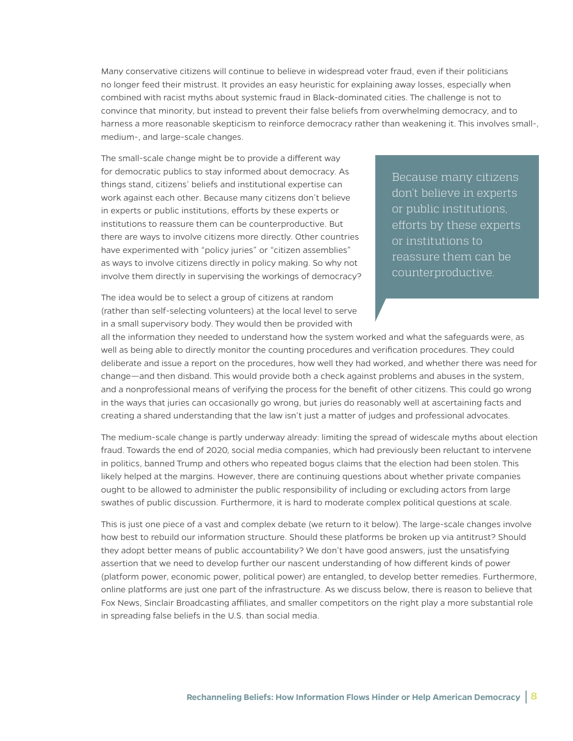Many conservative citizens will continue to believe in widespread voter fraud, even if their politicians no longer feed their mistrust. It provides an easy heuristic for explaining away losses, especially when combined with racist myths about systemic fraud in Black-dominated cities. The challenge is not to convince that minority, but instead to prevent their false beliefs from overwhelming democracy, and to harness a more reasonable skepticism to reinforce democracy rather than weakening it. This involves small-, medium-, and large-scale changes.

The small-scale change might be to provide a different way for democratic publics to stay informed about democracy. As things stand, citizens' beliefs and institutional expertise can work against each other. Because many citizens don't believe in experts or public institutions, efforts by these experts or institutions to reassure them can be counterproductive. But there are ways to involve citizens more directly. Other countries have experimented with "policy juries" or "citizen assemblies" as ways to involve citizens directly in policy making. So why not involve them directly in supervising the workings of democracy?

> Because many citizens don't believe in experts or public institutions, efforts by these experts or institutions to reassure them can be counterproductive.

The idea would be to select a group of citizens at random (rather than self-selecting volunteers) at the local level to serve in a small supervisory body. They would then be provided with all the information they needed to understand how the system worked and what the safeguards were, as well as being able to directly monitor the counting procedures and verification procedures. They could deliberate and issue a report on the procedures, how well they had worked, and whether there was need for change—and then disband. This would provide both a check against problems and abuses in the system, and a nonprofessional means of verifying the process for the benefit of other citizens. This could go wrong in the ways that juries can occasionally go wrong, but juries do reasonably well at ascertaining facts and creating a shared understanding that the law isn't just a matter of judges and professional advocates.

The medium-scale change is partly underway already: limiting the spread of widescale myths about election fraud. Towards the end of 2020, social media companies, which had previously been reluctant to intervene in politics, banned Trump and others who repeated bogus claims that the election had been stolen. This likely helped at the margins. However, there are continuing questions about whether private companies ought to be allowed to administer the public responsibility of including or excluding actors from large swathes of public discussion. Furthermore, it is hard to moderate complex political questions at scale.

This is just one piece of a vast and complex debate (we return to it below). The large-scale changes involve how best to rebuild our information structure. Should these platforms be broken up via antitrust? Should they adopt better means of public accountability? We don't have good answers, just the unsatisfying assertion that we need to develop further our nascent understanding of how different kinds of power (platform power, economic power, political power) are entangled, to develop better remedies. Furthermore, online platforms are just one part of the infrastructure. As we discuss below, there is reason to believe that Fox News, Sinclair Broadcasting affiliates, and smaller competitors on the right play a more substantial role in spreading false beliefs in the U.S. than social media.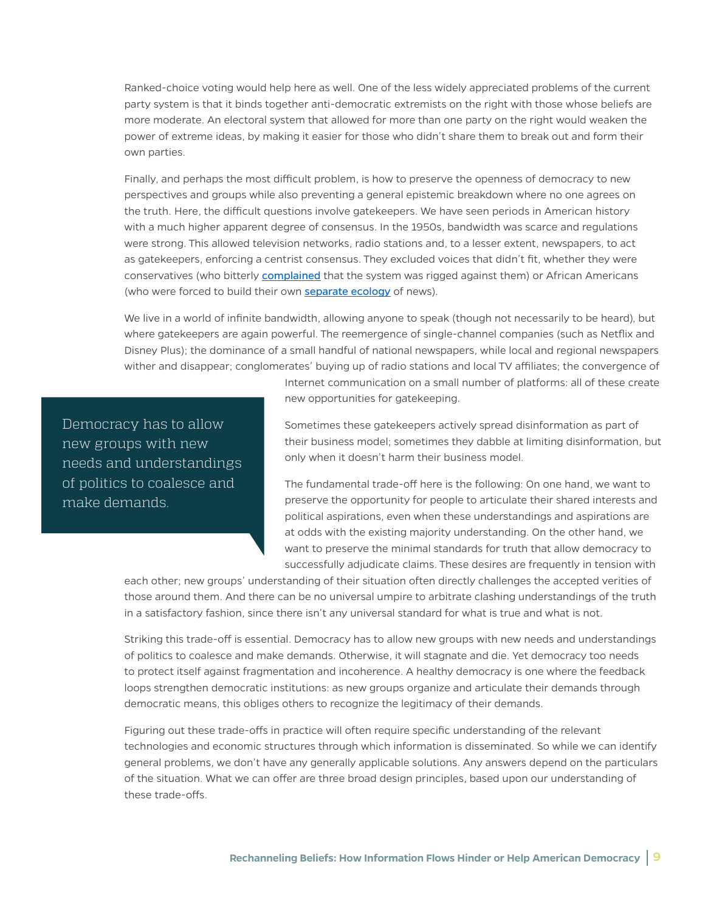Ranked-choice voting would help here as well. One of the less widely appreciated problems of the current party system is that it binds together anti-democratic extremists on the right with those whose beliefs are more moderate. An electoral system that allowed for more than one party on the right would weaken the power of extreme ideas, by making it easier for those who didn't share them to break out and form their own parties.

Finally, and perhaps the most difficult problem, is how to preserve the openness of democracy to new perspectives and groups while also preventing a general epistemic breakdown where no one agrees on the truth. Here, the difficult questions involve gatekeepers. We have seen periods in American history with a much higher apparent degree of consensus. In the 1950s, bandwidth was scarce and regulations were strong. This allowed television networks, radio stations and, to a lesser extent, newspapers, to act as gatekeepers, enforcing a centrist consensus. They excluded voices that didn't fit, whether they were conservatives (who bitterly complained that the system was rigged against them) or African Americans (who were forced to build their own separate ecology of news).

We live in a world of infinite bandwidth, allowing anyone to speak (though not necessarily to be heard), but where gatekeepers are again powerful. The reemergence of single-channel companies (such as Netflix and Disney Plus); the dominance of a small handful of national newspapers, while local and regional newspapers wither and disappear; conglomerates' buying up of radio stations and local TV affiliates; the convergence of Internet communication on a small number of platforms: all of these create new opportunities for gatekeeping.

> Democracy has to allow new groups with new needs and understandings of politics to coalesce and make demands.

Sometimes these gatekeepers actively spread disinformation as part of their business model; sometimes they dabble at limiting disinformation, but only when it doesn't harm their business model.

The fundamental trade-off here is the following: On one hand, we want to preserve the opportunity for people to articulate their shared interests and political aspirations, even when these understandings and aspirations are at odds with the existing majority understanding. On the other hand, we want to preserve the minimal standards for truth that allow democracy to successfully adjudicate claims. These desires are frequently in tension with each other; new groups' understanding of their situation often directly challenges the accepted verities of those around them. And there can be no universal umpire to arbitrate clashing understandings of the truth in a satisfactory fashion, since there isn't any universal standard for what is true and what is not.

Striking this trade-off is essential. Democracy has to allow new groups with new needs and understandings of politics to coalesce and make demands. Otherwise, it will stagnate and die. Yet democracy too needs to protect itself against fragmentation and incoherence. A healthy democracy is one where the feedback loops strengthen democratic institutions: as new groups organize and articulate their demands through democratic means, this obliges others to recognize the legitimacy of their demands.

Figuring out these trade-offs in practice will often require specific understanding of the relevant technologies and economic structures through which information is disseminated. So while we can identify general problems, we don't have any generally applicable solutions. Any answers depend on the particulars of the situation. What we can offer are three broad design principles, based upon our understanding of these trade-offs.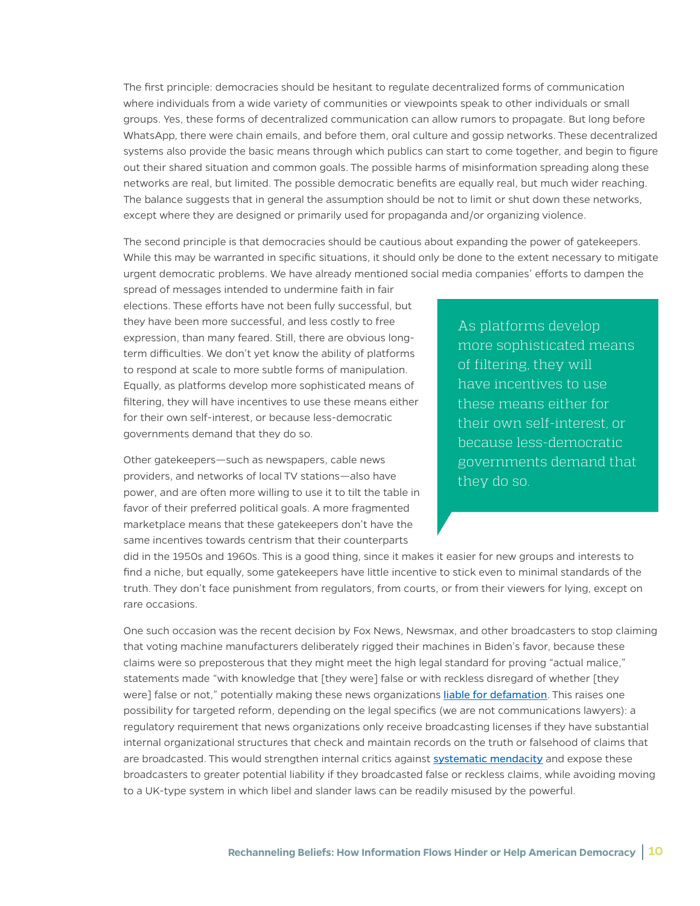The first principle: democracies should be hesitant to regulate decentralized forms of communication where individuals from a wide variety of communities or viewpoints speak to other individuals or small groups. Yes, these forms of decentralized communication can allow rumors to propagate. But long before WhatsApp, there were chain emails, and before them, oral culture and gossip networks. These decentralized systems also provide the basic means through which publics can start to come together, and begin to figure out their shared situation and common goals. The possible harms of misinformation spreading along these networks are real, but limited. The possible democratic benefits are equally real, but much wider reaching. The balance suggests that in general the assumption should be not to limit or shut down these networks, except where they are designed or primarily used for propaganda and/or organizing violence.

The second principle is that democracies should be cautious about expanding the power of gatekeepers. While this may be warranted in specific situations, it should only be done to the extent necessary to mitigate urgent democratic problems. We have already mentioned social media companies' efforts to dampen the spread of messages intended to undermine faith in fair elections. These efforts have not been fully successful, but they have been more successful, and less costly to free expression, than many feared. Still, there are obvious long-term difficulties. We don't yet know the ability of platforms to respond at scale to more subtle forms of manipulation. Equally, as platforms develop more sophisticated means of filtering, they will have incentives to use these means either for their own self-interest, or because less-democratic governments demand that they do so.

> As platforms develop more sophisticated means of filtering, they will have incentives to use these means either for their own self-interest, or because less-democratic governments demand that they do so.

Other gatekeepers—such as newspapers, cable news providers, and networks of local TV stations—also have power, and are often more willing to use it to tilt the table in favor of their preferred political goals. A more fragmented marketplace means that these gatekeepers don't have the same incentives towards centrism that their counterparts did in the 1950s and 1960s. This is a good thing, since it makes it easier for new groups and interests to find a niche, but equally, some gatekeepers have little incentive to stick even to minimal standards of the truth. They don't face punishment from regulators, from courts, or from their viewers for lying, except on rare occasions.

One such occasion was the recent decision by Fox News, Newsmax, and other broadcasters to stop claiming that voting machine manufacturers deliberately rigged their machines in Biden's favor, because these claims were so preposterous that they might meet the high legal standard for proving "actual malice," statements made "with knowledge that [they were] false or with reckless disregard of whether [they were] false or not," potentially making these news organizations liable for defamation. This raises one possibility for targeted reform, depending on the legal specifics (we are not communications lawyers): a regulatory requirement that news organizations only receive broadcasting licenses if they have substantial internal organizational structures that check and maintain records on the truth or falsehood of claims that are broadcasted. This would strengthen internal critics against systematic mendacity and expose these broadcasters to greater potential liability if they broadcasted false or reckless claims, while avoiding moving to a UK-type system in which libel and slander laws can be readily misused by the powerful.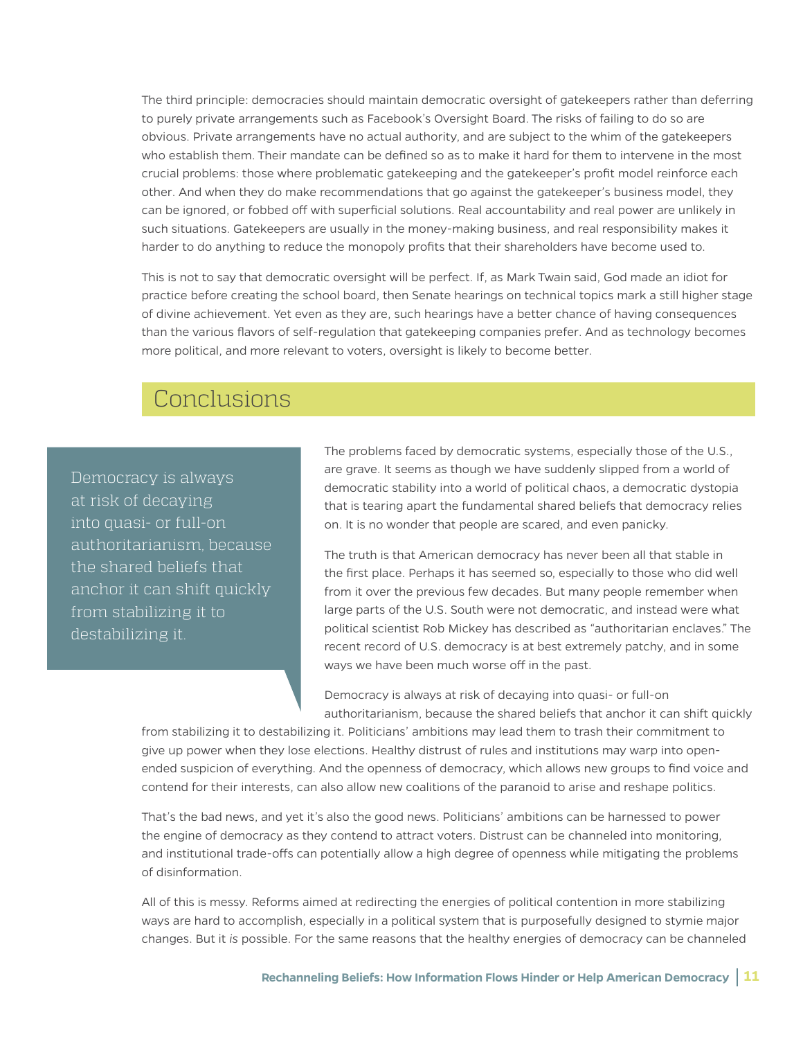The third principle: democracies should maintain democratic oversight of gatekeepers rather than deferring to purely private arrangements such as Facebook's Oversight Board. The risks of failing to do so are obvious. Private arrangements have no actual authority, and are subject to the whim of the gatekeepers who establish them. Their mandate can be defined so as to make it hard for them to intervene in the most crucial problems: those where problematic gatekeeping and the gatekeeper's profit model reinforce each other. And when they do make recommendations that go against the gatekeeper's business model, they can be ignored, or fobbed off with superficial solutions. Real accountability and real power are unlikely in such situations. Gatekeepers are usually in the money-making business, and real responsibility makes it harder to do anything to reduce the monopoly profits that their shareholders have become used to.

This is not to say that democratic oversight will be perfect. If, as Mark Twain said, God made an idiot for practice before creating the school board, then Senate hearings on technical topics mark a still higher stage of divine achievement. Yet even as they are, such hearings have a better chance of having consequences than the various flavors of self-regulation that gatekeeping companies prefer. And as technology becomes more political, and more relevant to voters, oversight is likely to become better.

## Conclusions

> Democracy is always at risk of decaying into quasi- or full-on authoritarianism, because the shared beliefs that anchor it can shift quickly from stabilizing it to destabilizing it.

The problems faced by democratic systems, especially those of the U.S., are grave. It seems as though we have suddenly slipped from a world of democratic stability into a world of political chaos, a democratic dystopia that is tearing apart the fundamental shared beliefs that democracy relies on. It is no wonder that people are scared, and even panicky.

The truth is that American democracy has never been all that stable in the first place. Perhaps it has seemed so, especially to those who did well from it over the previous few decades. But many people remember when large parts of the U.S. South were not democratic, and instead were what political scientist Rob Mickey has described as "authoritarian enclaves." The recent record of U.S. democracy is at best extremely patchy, and in some ways we have been much worse off in the past.

Democracy is always at risk of decaying into quasi- or full-on authoritarianism, because the shared beliefs that anchor it can shift quickly from stabilizing it to destabilizing it. Politicians' ambitions may lead them to trash their commitment to give up power when they lose elections. Healthy distrust of rules and institutions may warp into open-ended suspicion of everything. And the openness of democracy, which allows new groups to find voice and contend for their interests, can also allow new coalitions of the paranoid to arise and reshape politics.

That's the bad news, and yet it's also the good news. Politicians' ambitions can be harnessed to power the engine of democracy as they contend to attract voters. Distrust can be channeled into monitoring, and institutional trade-offs can potentially allow a high degree of openness while mitigating the problems of disinformation.

All of this is messy. Reforms aimed at redirecting the energies of political contention in more stabilizing ways are hard to accomplish, especially in a political system that is purposefully designed to stymie major changes. But it *is* possible. For the same reasons that the healthy energies of democracy can be channeled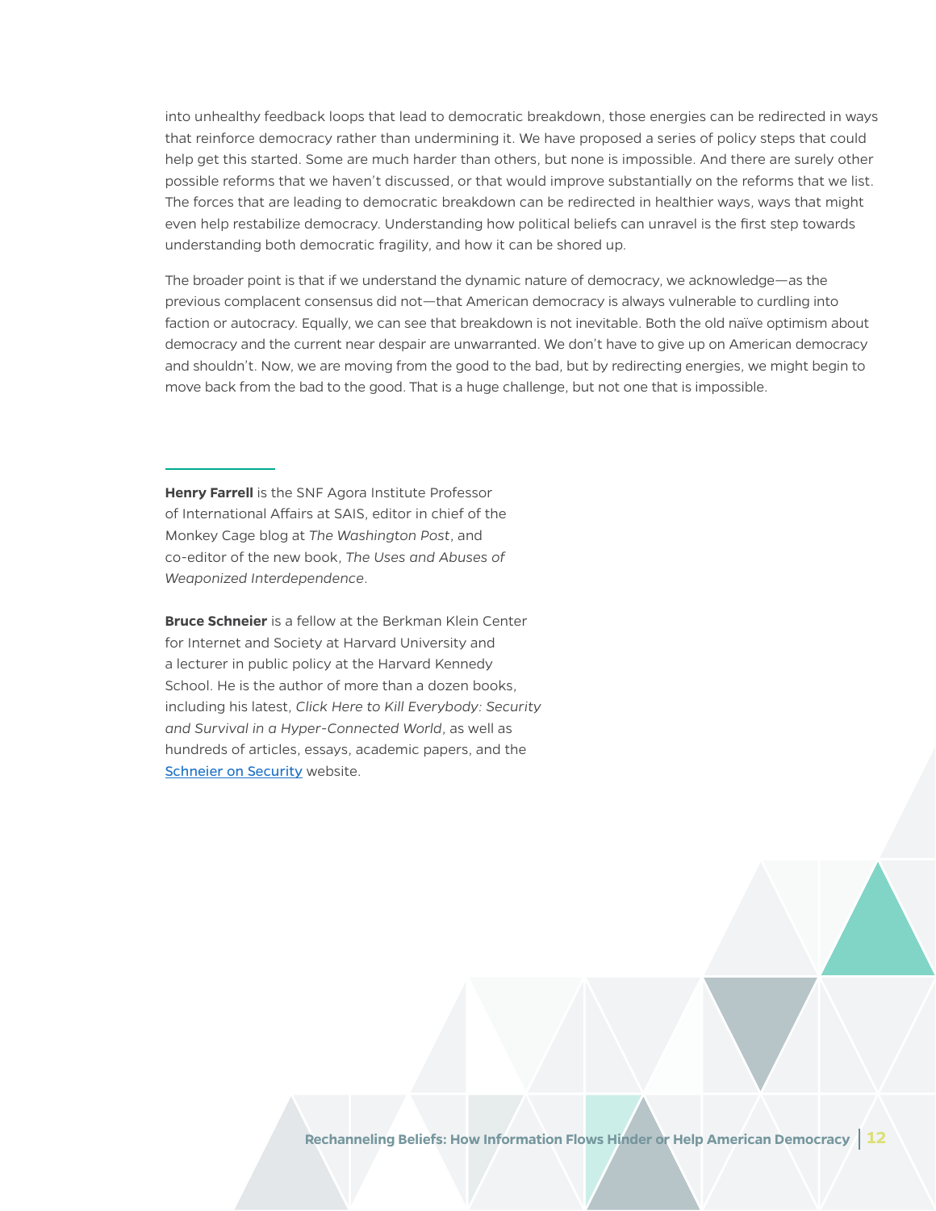into unhealthy feedback loops that lead to democratic breakdown, those energies can be redirected in ways that reinforce democracy rather than undermining it. We have proposed a series of policy steps that could help get this started. Some are much harder than others, but none is impossible. And there are surely other possible reforms that we haven't discussed, or that would improve substantially on the reforms that we list. The forces that are leading to democratic breakdown can be redirected in healthier ways, ways that might even help restabilize democracy. Understanding how political beliefs can unravel is the first step towards understanding both democratic fragility, and how it can be shored up.

The broader point is that if we understand the dynamic nature of democracy, we acknowledge—as the previous complacent consensus did not—that American democracy is always vulnerable to curdling into faction or autocracy. Equally, we can see that breakdown is not inevitable. Both the old naïve optimism about democracy and the current near despair are unwarranted. We don't have to give up on American democracy and shouldn't. Now, we are moving from the good to the bad, but by redirecting energies, we might begin to move back from the bad to the good. That is a huge challenge, but not one that is impossible.

---

**Henry Farrell** is the SNF Agora Institute Professor of International Affairs at SAIS, editor in chief of the Monkey Cage blog at *The Washington Post*, and co-editor of the new book, *The Uses and Abuses of Weaponized Interdependence*.

**Bruce Schneier** is a fellow at the Berkman Klein Center for Internet and Society at Harvard University and a lecturer in public policy at the Harvard Kennedy School. He is the author of more than a dozen books, including his latest, *Click Here to Kill Everybody: Security and Survival in a Hyper-Connected World*, as well as hundreds of articles, essays, academic papers, and the Schneier on Security website.